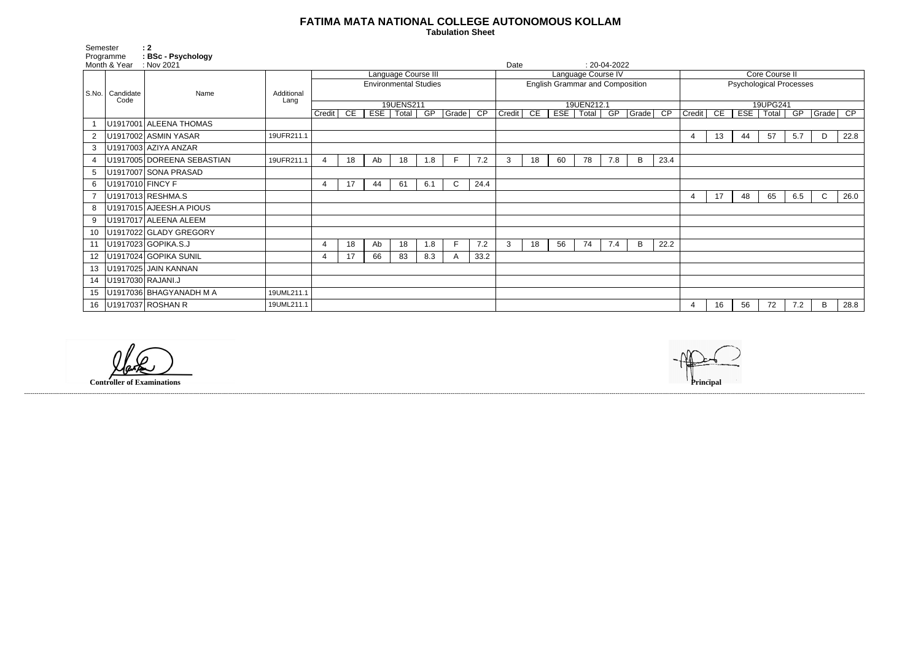# FATIMA MATA NATIONAL COLLEGE AUTONOMOUS KOLLAM

**Tabulation Sheet**

Semester : 2
Programme : **BSc - Psychology**
Month & Year : Nov 2021
Date : 20-04-2022

| S.No. | Candidate Code | Name | Additional Lang | Language Course III | | | | | | | Language Course IV | | | | | | | Core Course II | | | | | | |
|---|---|---|---|---|---|---|---|---|---|---|---|---|---|---|---|---|---|---|---|---|---|---|---|---|
| | | | | Environmental Studies | | | | | | | English Grammar and Composition | | | | | | | Psychological Processes | | | | | | |
| | | | | 19UENS211 | | | | | | | 19UEN212.1 | | | | | | | 19UPG241 | | | | | | |
| | | | | Credit | CE | ESE | Total | GP | Grade | CP | Credit | CE | ESE | Total | GP | Grade | CP | Credit | CE | ESE | Total | GP | Grade | CP |
| 1 | U1917001 | ALEENA THOMAS | | | | | | | | | | | | | | | | | | | | | | |
| 2 | U1917002 | ASMIN YASAR | 19UFR211.1 | | | | | | | | | | | | | | | 4 | 13 | 44 | 57 | 5.7 | D | 22.8 |
| 3 | U1917003 | AZIYA ANZAR | | | | | | | | | | | | | | | | | | | | | | |
| 4 | U1917005 | DOREENA SEBASTIAN | 19UFR211.1 | 4 | 18 | Ab | 18 | 1.8 | F | 7.2 | 3 | 18 | 60 | 78 | 7.8 | B | 23.4 | | | | | | | |
| 5 | U1917007 | SONA PRASAD | | | | | | | | | | | | | | | | | | | | | | |
| 6 | U1917010 | FINCY F | | 4 | 17 | 44 | 61 | 6.1 | C | 24.4 | | | | | | | | | | | | | | |
| 7 | U1917013 | RESHMA.S | | | | | | | | | | | | | | | | 4 | 17 | 48 | 65 | 6.5 | C | 26.0 |
| 8 | U1917015 | AJEESH.A PIOUS | | | | | | | | | | | | | | | | | | | | | | |
| 9 | U1917017 | ALEENA ALEEM | | | | | | | | | | | | | | | | | | | | | | |
| 10 | U1917022 | GLADY GREGORY | | | | | | | | | | | | | | | | | | | | | | |
| 11 | U1917023 | GOPIKA.S.J | | 4 | 18 | Ab | 18 | 1.8 | F | 7.2 | 3 | 18 | 56 | 74 | 7.4 | B | 22.2 | | | | | | | |
| 12 | U1917024 | GOPIKA SUNIL | | 4 | 17 | 66 | 83 | 8.3 | A | 33.2 | | | | | | | | | | | | | | |
| 13 | U1917025 | JAIN KANNAN | | | | | | | | | | | | | | | | | | | | | | |
| 14 | U1917030 | RAJANI.J | | | | | | | | | | | | | | | | | | | | | | |
| 15 | U1917036 | BHAGYANADH M A | 19UML211.1 | | | | | | | | | | | | | | | | | | | | | |
| 16 | U1917037 | ROSHAN R | 19UML211.1 | | | | | | | | | | | | | | | 4 | 16 | 56 | 72 | 7.2 | B | 28.8 |

**Controller of Examinations**

**Principal**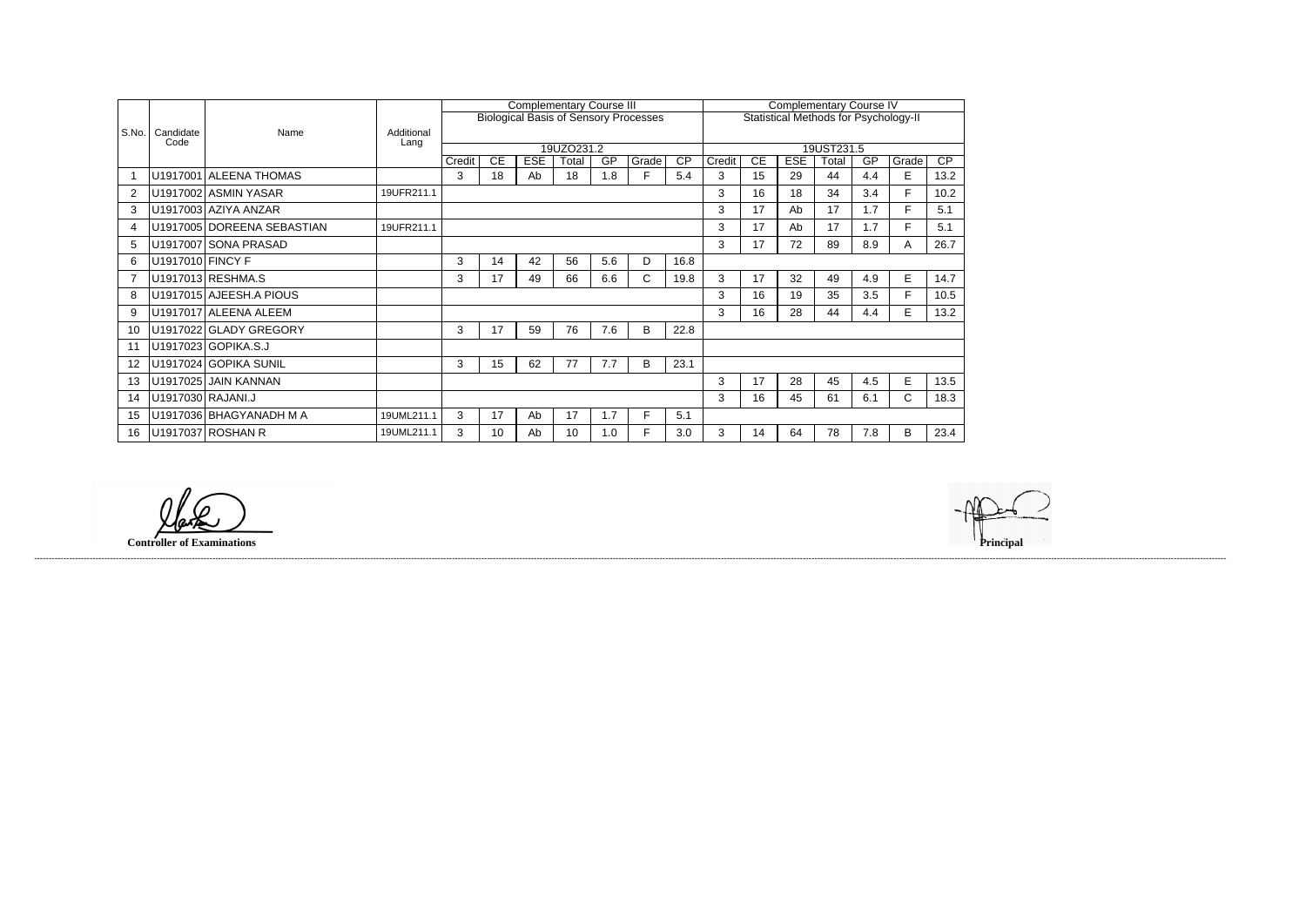| S.No. | Candidate Code | Name | Additional Lang | Complementary Course III | | | | | | | Complementary Course IV | | | | | | |
|---|---|---|---|---|---|---|---|---|---|---|---|---|---|---|---|---|---|
| | | | | Biological Basis of Sensory Processes | | | | | | | Statistical Methods for Psychology-II | | | | | | |
| | | | | 19UZO231.2 | | | | | | | 19UST231.5 | | | | | | |
| | | | | Credit | CE | ESE | Total | GP | Grade | CP | Credit | CE | ESE | Total | GP | Grade | CP |
| 1 | U1917001 | ALEENA THOMAS | | 3 | 18 | Ab | 18 | 1.8 | F | 5.4 | 3 | 15 | 29 | 44 | 4.4 | E | 13.2 |
| 2 | U1917002 | ASMIN YASAR | 19UFR211.1 | | | | | | | | 3 | 16 | 18 | 34 | 3.4 | F | 10.2 |
| 3 | U1917003 | AZIYA ANZAR | | | | | | | | | 3 | 17 | Ab | 17 | 1.7 | F | 5.1 |
| 4 | U1917005 | DOREENA SEBASTIAN | 19UFR211.1 | | | | | | | | 3 | 17 | Ab | 17 | 1.7 | F | 5.1 |
| 5 | U1917007 | SONA PRASAD | | | | | | | | | 3 | 17 | 72 | 89 | 8.9 | A | 26.7 |
| 6 | U1917010 | FINCY F | | 3 | 14 | 42 | 56 | 5.6 | D | 16.8 | | | | | | | |
| 7 | U1917013 | RESHMA.S | | 3 | 17 | 49 | 66 | 6.6 | C | 19.8 | 3 | 17 | 32 | 49 | 4.9 | E | 14.7 |
| 8 | U1917015 | AJEESH.A PIOUS | | | | | | | | | 3 | 16 | 19 | 35 | 3.5 | F | 10.5 |
| 9 | U1917017 | ALEENA ALEEM | | | | | | | | | 3 | 16 | 28 | 44 | 4.4 | E | 13.2 |
| 10 | U1917022 | GLADY GREGORY | | 3 | 17 | 59 | 76 | 7.6 | B | 22.8 | | | | | | | |
| 11 | U1917023 | GOPIKA.S.J | | | | | | | | | | | | | | | |
| 12 | U1917024 | GOPIKA SUNIL | | 3 | 15 | 62 | 77 | 7.7 | B | 23.1 | | | | | | | |
| 13 | U1917025 | JAIN KANNAN | | | | | | | | | 3 | 17 | 28 | 45 | 4.5 | E | 13.5 |
| 14 | U1917030 | RAJANI.J | | | | | | | | | 3 | 16 | 45 | 61 | 6.1 | C | 18.3 |
| 15 | U1917036 | BHAGYANADH M A | 19UML211.1 | 3 | 17 | Ab | 17 | 1.7 | F | 5.1 | | | | | | | |
| 16 | U1917037 | ROSHAN R | 19UML211.1 | 3 | 10 | Ab | 10 | 1.0 | F | 3.0 | 3 | 14 | 64 | 78 | 7.8 | B | 23.4 |

**Controller of Examinations**

**Principal**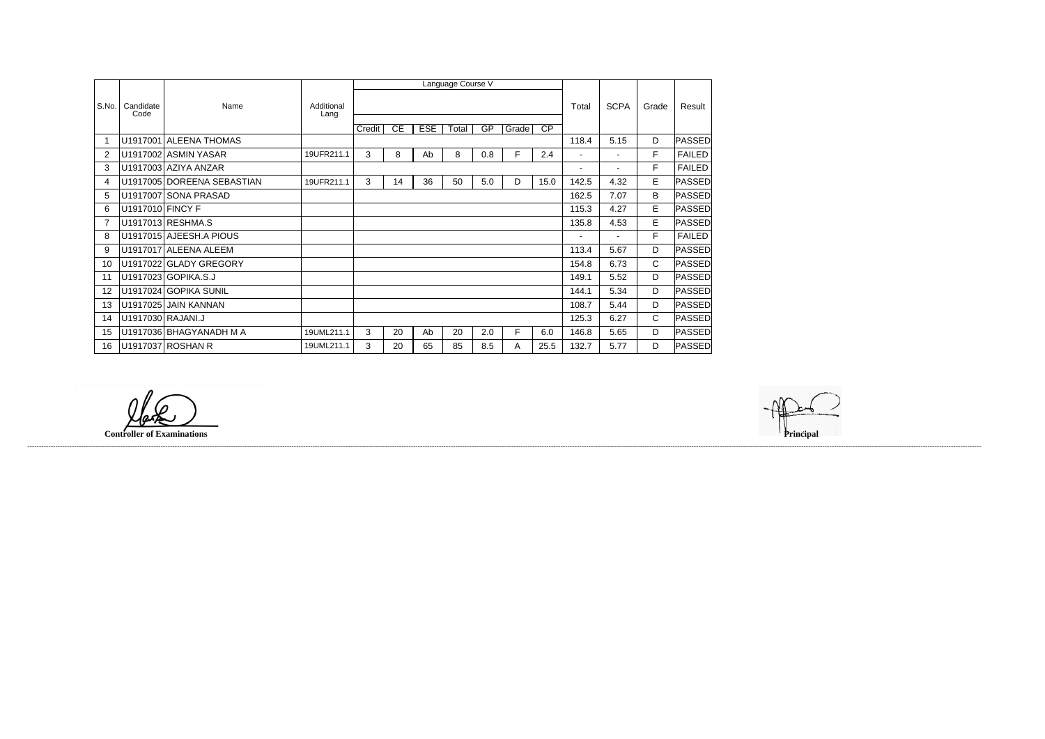| S.No. | Candidate Code | Name | Additional Lang | Language Course V | | | | | | | Total | SCPA | Grade | Result |
|---|---|---|---|---|---|---|---|---|---|---|---|---|---|---|
| | | | | Credit | CE | ESE | Total | GP | Grade | CP | | | | |
| 1 | U1917001 | ALEENA THOMAS | | | | | | | | | 118.4 | 5.15 | D | PASSED |
| 2 | U1917002 | ASMIN YASAR | 19UFR211.1 | 3 | 8 | Ab | 8 | 0.8 | F | 2.4 | - | - | F | FAILED |
| 3 | U1917003 | AZIYA ANZAR | | | | | | | | | - | - | F | FAILED |
| 4 | U1917005 | DOREENA SEBASTIAN | 19UFR211.1 | 3 | 14 | 36 | 50 | 5.0 | D | 15.0 | 142.5 | 4.32 | E | PASSED |
| 5 | U1917007 | SONA PRASAD | | | | | | | | | 162.5 | 7.07 | B | PASSED |
| 6 | U1917010 | FINCY F | | | | | | | | | 115.3 | 4.27 | E | PASSED |
| 7 | U1917013 | RESHMA.S | | | | | | | | | 135.8 | 4.53 | E | PASSED |
| 8 | U1917015 | AJEESH.A PIOUS | | | | | | | | | - | - | F | FAILED |
| 9 | U1917017 | ALEENA ALEEM | | | | | | | | | 113.4 | 5.67 | D | PASSED |
| 10 | U1917022 | GLADY GREGORY | | | | | | | | | 154.8 | 6.73 | C | PASSED |
| 11 | U1917023 | GOPIKA.S.J | | | | | | | | | 149.1 | 5.52 | D | PASSED |
| 12 | U1917024 | GOPIKA SUNIL | | | | | | | | | 144.1 | 5.34 | D | PASSED |
| 13 | U1917025 | JAIN KANNAN | | | | | | | | | 108.7 | 5.44 | D | PASSED |
| 14 | U1917030 | RAJANI.J | | | | | | | | | 125.3 | 6.27 | C | PASSED |
| 15 | U1917036 | BHAGYANADH M A | 19UML211.1 | 3 | 20 | Ab | 20 | 2.0 | F | 6.0 | 146.8 | 5.65 | D | PASSED |
| 16 | U1917037 | ROSHAN R | 19UML211.1 | 3 | 20 | 65 | 85 | 8.5 | A | 25.5 | 132.7 | 5.77 | D | PASSED |

**Controller of Examinations**

**Principal**